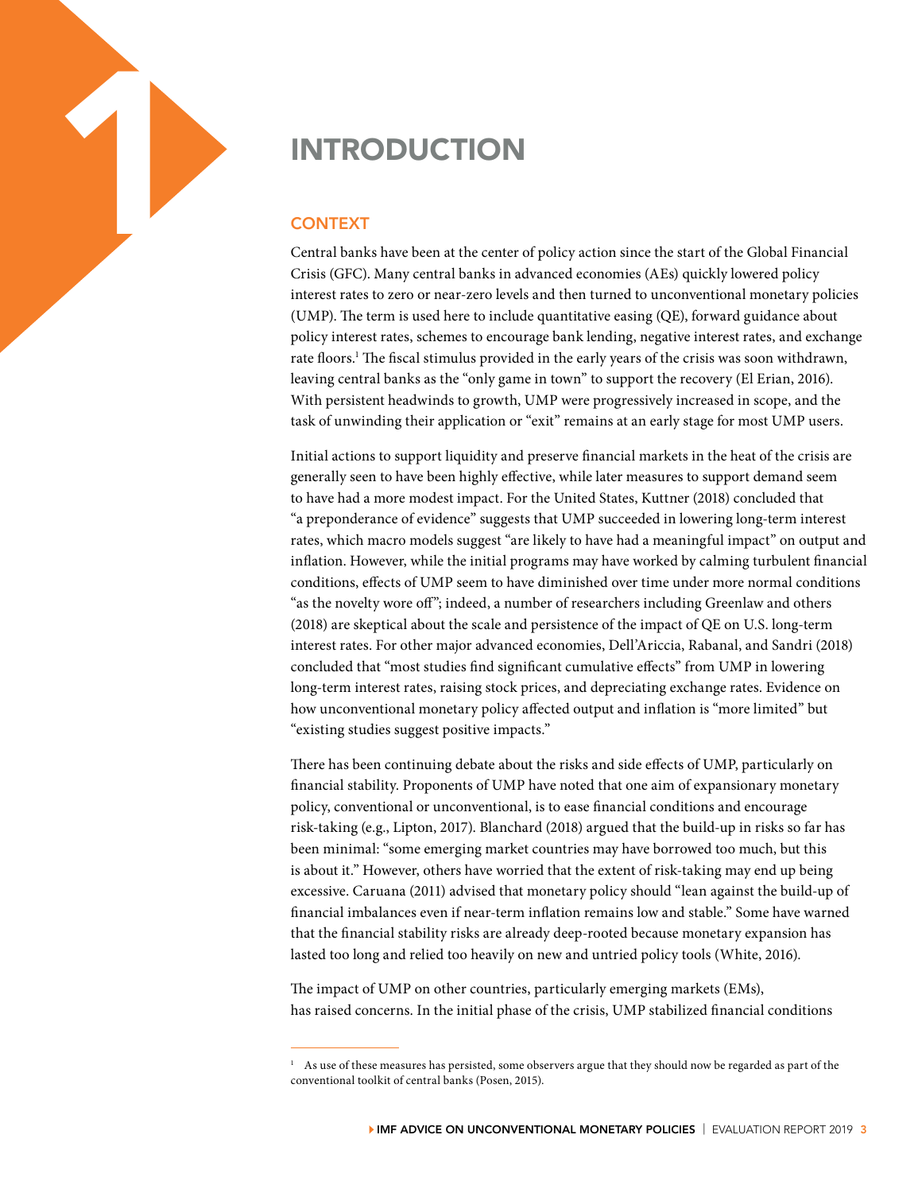# 1 INTRODUCTION

## CONTEXT

Central banks have been at the center of policy action since the start of the Global Financial Crisis (GFC). Many central banks in advanced economies (AEs) quickly lowered policy interest rates to zero or near-zero levels and then turned to unconventional monetary policies (UMP). The term is used here to include quantitative easing (QE), forward guidance about policy interest rates, schemes to encourage bank lending, negative interest rates, and exchange rate floors.[1] The fiscal stimulus provided in the early years of the crisis was soon withdrawn, leaving central banks as the "only game in town" to support the recovery (El Erian, 2016). With persistent headwinds to growth, UMP were progressively increased in scope, and the task of unwinding their application or "exit" remains at an early stage for most UMP users.

Initial actions to support liquidity and preserve financial markets in the heat of the crisis are generally seen to have been highly effective, while later measures to support demand seem to have had a more modest impact. For the United States, Kuttner (2018) concluded that "a preponderance of evidence" suggests that UMP succeeded in lowering long-term interest rates, which macro models suggest "are likely to have had a meaningful impact" on output and inflation. However, while the initial programs may have worked by calming turbulent financial conditions, effects of UMP seem to have diminished over time under more normal conditions "as the novelty wore off"; indeed, a number of researchers including Greenlaw and others (2018) are skeptical about the scale and persistence of the impact of QE on U.S. long-term interest rates. For other major advanced economies, Dell'Ariccia, Rabanal, and Sandri (2018) concluded that "most studies find significant cumulative effects" from UMP in lowering long-term interest rates, raising stock prices, and depreciating exchange rates. Evidence on how unconventional monetary policy affected output and inflation is "more limited" but "existing studies suggest positive impacts."

There has been continuing debate about the risks and side effects of UMP, particularly on financial stability. Proponents of UMP have noted that one aim of expansionary monetary policy, conventional or unconventional, is to ease financial conditions and encourage risk-taking (e.g., Lipton, 2017). Blanchard (2018) argued that the build-up in risks so far has been minimal: "some emerging market countries may have borrowed too much, but this is about it." However, others have worried that the extent of risk-taking may end up being excessive. Caruana (2011) advised that monetary policy should "lean against the build-up of financial imbalances even if near-term inflation remains low and stable." Some have warned that the financial stability risks are already deep-rooted because monetary expansion has lasted too long and relied too heavily on new and untried policy tools (White, 2016).

The impact of UMP on other countries, particularly emerging markets (EMs), has raised concerns. In the initial phase of the crisis, UMP stabilized financial conditions

[1] As use of these measures has persisted, some observers argue that they should now be regarded as part of the conventional toolkit of central banks (Posen, 2015).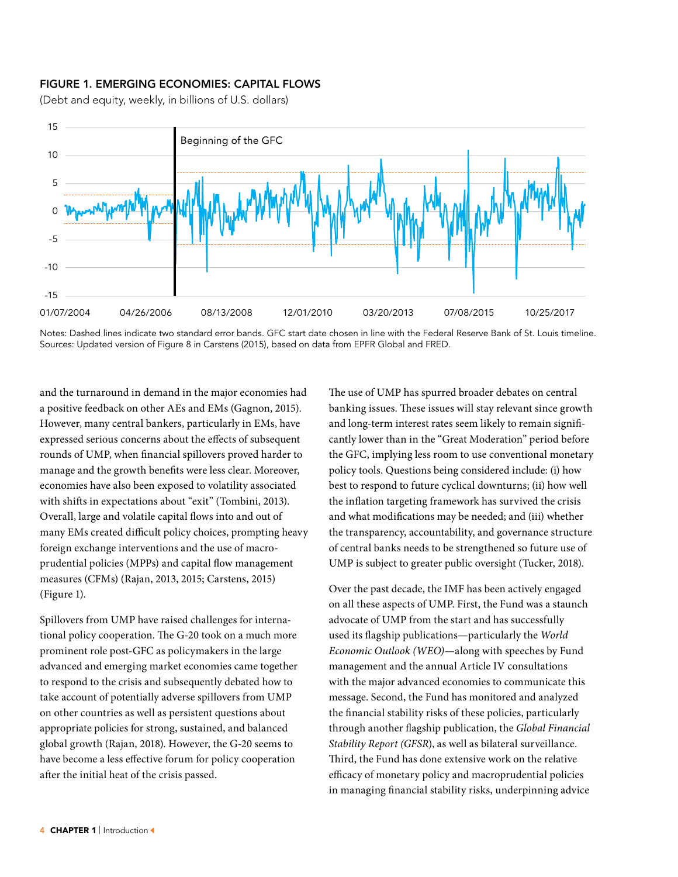### FIGURE 1. EMERGING ECONOMIES: CAPITAL FLOWS

(Debt and equity, weekly, in billions of U.S. dollars)

Notes: Dashed lines indicate two standard error bands. GFC start date chosen in line with the Federal Reserve Bank of St. Louis timeline.
Sources: Updated version of Figure 8 in Carstens (2015), based on data from EPFR Global and FRED.

and the turnaround in demand in the major economies had a positive feedback on other AEs and EMs (Gagnon, 2015). However, many central bankers, particularly in EMs, have expressed serious concerns about the effects of subsequent rounds of UMP, when financial spillovers proved harder to manage and the growth benefits were less clear. Moreover, economies have also been exposed to volatility associated with shifts in expectations about "exit" (Tombini, 2013). Overall, large and volatile capital flows into and out of many EMs created difficult policy choices, prompting heavy foreign exchange interventions and the use of macroprudential policies (MPPs) and capital flow management measures (CFMs) (Rajan, 2013, 2015; Carstens, 2015) (Figure 1).

Spillovers from UMP have raised challenges for international policy cooperation. The G-20 took on a much more prominent role post-GFC as policymakers in the large advanced and emerging market economies came together to respond to the crisis and subsequently debated how to take account of potentially adverse spillovers from UMP on other countries as well as persistent questions about appropriate policies for strong, sustained, and balanced global growth (Rajan, 2018). However, the G-20 seems to have become a less effective forum for policy cooperation after the initial heat of the crisis passed.

The use of UMP has spurred broader debates on central banking issues. These issues will stay relevant since growth and long-term interest rates seem likely to remain significantly lower than in the "Great Moderation" period before the GFC, implying less room to use conventional monetary policy tools. Questions being considered include: (i) how best to respond to future cyclical downturns; (ii) how well the inflation targeting framework has survived the crisis and what modifications may be needed; and (iii) whether the transparency, accountability, and governance structure of central banks needs to be strengthened so future use of UMP is subject to greater public oversight (Tucker, 2018).

Over the past decade, the IMF has been actively engaged on all these aspects of UMP. First, the Fund was a staunch advocate of UMP from the start and has successfully used its flagship publications—particularly the *World Economic Outlook (WEO)*—along with speeches by Fund management and the annual Article IV consultations with the major advanced economies to communicate this message. Second, the Fund has monitored and analyzed the financial stability risks of these policies, particularly through another flagship publication, the *Global Financial Stability Report (GFSR)*, as well as bilateral surveillance. Third, the Fund has done extensive work on the relative efficacy of monetary policy and macroprudential policies in managing financial stability risks, underpinning advice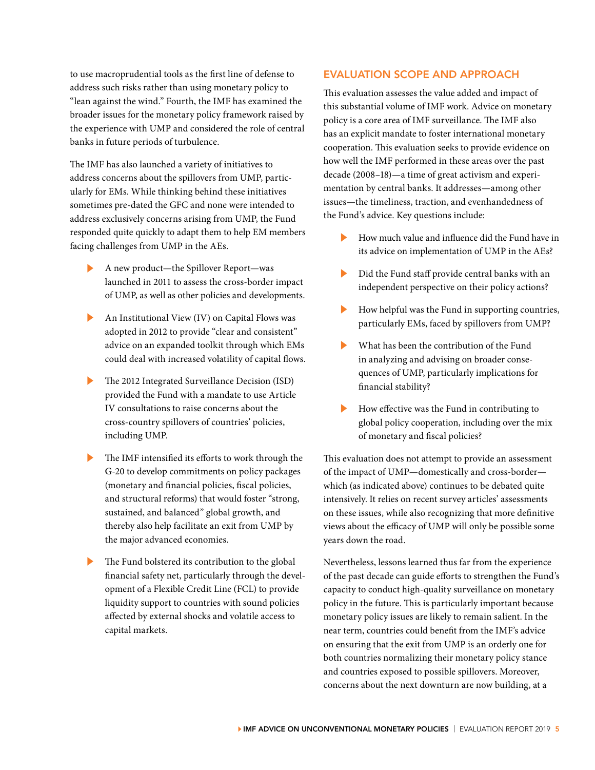to use macroprudential tools as the first line of defense to address such risks rather than using monetary policy to "lean against the wind." Fourth, the IMF has examined the broader issues for the monetary policy framework raised by the experience with UMP and considered the role of central banks in future periods of turbulence.

The IMF has also launched a variety of initiatives to address concerns about the spillovers from UMP, particularly for EMs. While thinking behind these initiatives sometimes pre-dated the GFC and none were intended to address exclusively concerns arising from UMP, the Fund responded quite quickly to adapt them to help EM members facing challenges from UMP in the AEs.

- A new product—the Spillover Report—was launched in 2011 to assess the cross-border impact of UMP, as well as other policies and developments.
- An Institutional View (IV) on Capital Flows was adopted in 2012 to provide "clear and consistent" advice on an expanded toolkit through which EMs could deal with increased volatility of capital flows.
- The 2012 Integrated Surveillance Decision (ISD) provided the Fund with a mandate to use Article IV consultations to raise concerns about the cross-country spillovers of countries' policies, including UMP.
- The IMF intensified its efforts to work through the G-20 to develop commitments on policy packages (monetary and financial policies, fiscal policies, and structural reforms) that would foster "strong, sustained, and balanced" global growth, and thereby also help facilitate an exit from UMP by the major advanced economies.
- The Fund bolstered its contribution to the global financial safety net, particularly through the development of a Flexible Credit Line (FCL) to provide liquidity support to countries with sound policies affected by external shocks and volatile access to capital markets.

## EVALUATION SCOPE AND APPROACH

This evaluation assesses the value added and impact of this substantial volume of IMF work. Advice on monetary policy is a core area of IMF surveillance. The IMF also has an explicit mandate to foster international monetary cooperation. This evaluation seeks to provide evidence on how well the IMF performed in these areas over the past decade (2008–18)—a time of great activism and experimentation by central banks. It addresses—among other issues—the timeliness, traction, and evenhandedness of the Fund's advice. Key questions include:

- How much value and influence did the Fund have in its advice on implementation of UMP in the AEs?
- Did the Fund staff provide central banks with an independent perspective on their policy actions?
- How helpful was the Fund in supporting countries, particularly EMs, faced by spillovers from UMP?
- What has been the contribution of the Fund in analyzing and advising on broader consequences of UMP, particularly implications for financial stability?
- How effective was the Fund in contributing to global policy cooperation, including over the mix of monetary and fiscal policies?

This evaluation does not attempt to provide an assessment of the impact of UMP—domestically and cross-border—which (as indicated above) continues to be debated quite intensively. It relies on recent survey articles' assessments on these issues, while also recognizing that more definitive views about the efficacy of UMP will only be possible some years down the road.

Nevertheless, lessons learned thus far from the experience of the past decade can guide efforts to strengthen the Fund's capacity to conduct high-quality surveillance on monetary policy in the future. This is particularly important because monetary policy issues are likely to remain salient. In the near term, countries could benefit from the IMF's advice on ensuring that the exit from UMP is an orderly one for both countries normalizing their monetary policy stance and countries exposed to possible spillovers. Moreover, concerns about the next downturn are now building, at a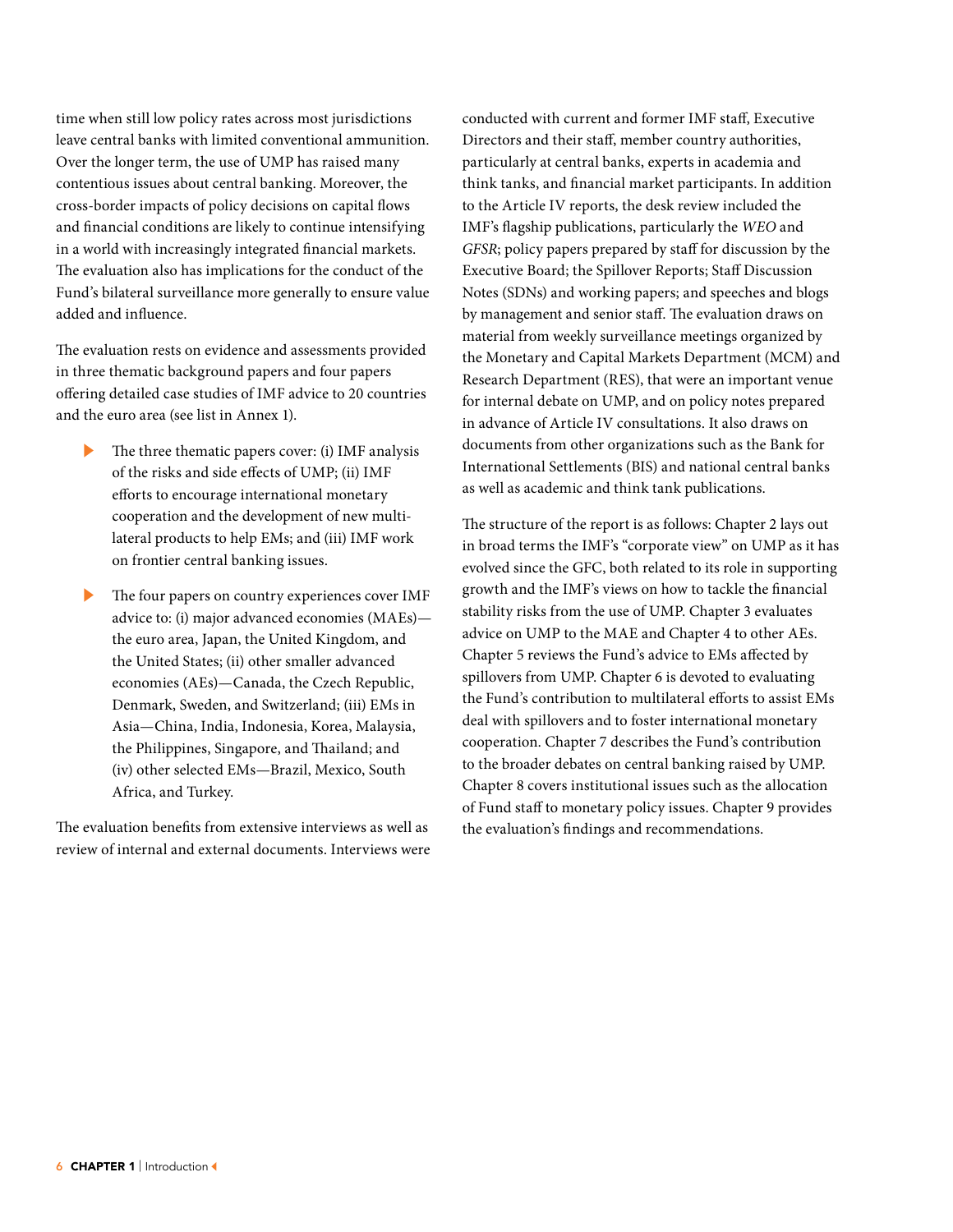time when still low policy rates across most jurisdictions leave central banks with limited conventional ammunition. Over the longer term, the use of UMP has raised many contentious issues about central banking. Moreover, the cross-border impacts of policy decisions on capital flows and financial conditions are likely to continue intensifying in a world with increasingly integrated financial markets. The evaluation also has implications for the conduct of the Fund's bilateral surveillance more generally to ensure value added and influence.

The evaluation rests on evidence and assessments provided in three thematic background papers and four papers offering detailed case studies of IMF advice to 20 countries and the euro area (see list in Annex 1).

- The three thematic papers cover: (i) IMF analysis of the risks and side effects of UMP; (ii) IMF efforts to encourage international monetary cooperation and the development of new multilateral products to help EMs; and (iii) IMF work on frontier central banking issues.
- The four papers on country experiences cover IMF advice to: (i) major advanced economies (MAEs)—the euro area, Japan, the United Kingdom, and the United States; (ii) other smaller advanced economies (AEs)—Canada, the Czech Republic, Denmark, Sweden, and Switzerland; (iii) EMs in Asia—China, India, Indonesia, Korea, Malaysia, the Philippines, Singapore, and Thailand; and (iv) other selected EMs—Brazil, Mexico, South Africa, and Turkey.

The evaluation benefits from extensive interviews as well as review of internal and external documents. Interviews were conducted with current and former IMF staff, Executive Directors and their staff, member country authorities, particularly at central banks, experts in academia and think tanks, and financial market participants. In addition to the Article IV reports, the desk review included the IMF's flagship publications, particularly the *WEO* and *GFSR*; policy papers prepared by staff for discussion by the Executive Board; the Spillover Reports; Staff Discussion Notes (SDNs) and working papers; and speeches and blogs by management and senior staff. The evaluation draws on material from weekly surveillance meetings organized by the Monetary and Capital Markets Department (MCM) and Research Department (RES), that were an important venue for internal debate on UMP, and on policy notes prepared in advance of Article IV consultations. It also draws on documents from other organizations such as the Bank for International Settlements (BIS) and national central banks as well as academic and think tank publications.

The structure of the report is as follows: Chapter 2 lays out in broad terms the IMF's "corporate view" on UMP as it has evolved since the GFC, both related to its role in supporting growth and the IMF's views on how to tackle the financial stability risks from the use of UMP. Chapter 3 evaluates advice on UMP to the MAE and Chapter 4 to other AEs. Chapter 5 reviews the Fund's advice to EMs affected by spillovers from UMP. Chapter 6 is devoted to evaluating the Fund's contribution to multilateral efforts to assist EMs deal with spillovers and to foster international monetary cooperation. Chapter 7 describes the Fund's contribution to the broader debates on central banking raised by UMP. Chapter 8 covers institutional issues such as the allocation of Fund staff to monetary policy issues. Chapter 9 provides the evaluation's findings and recommendations.